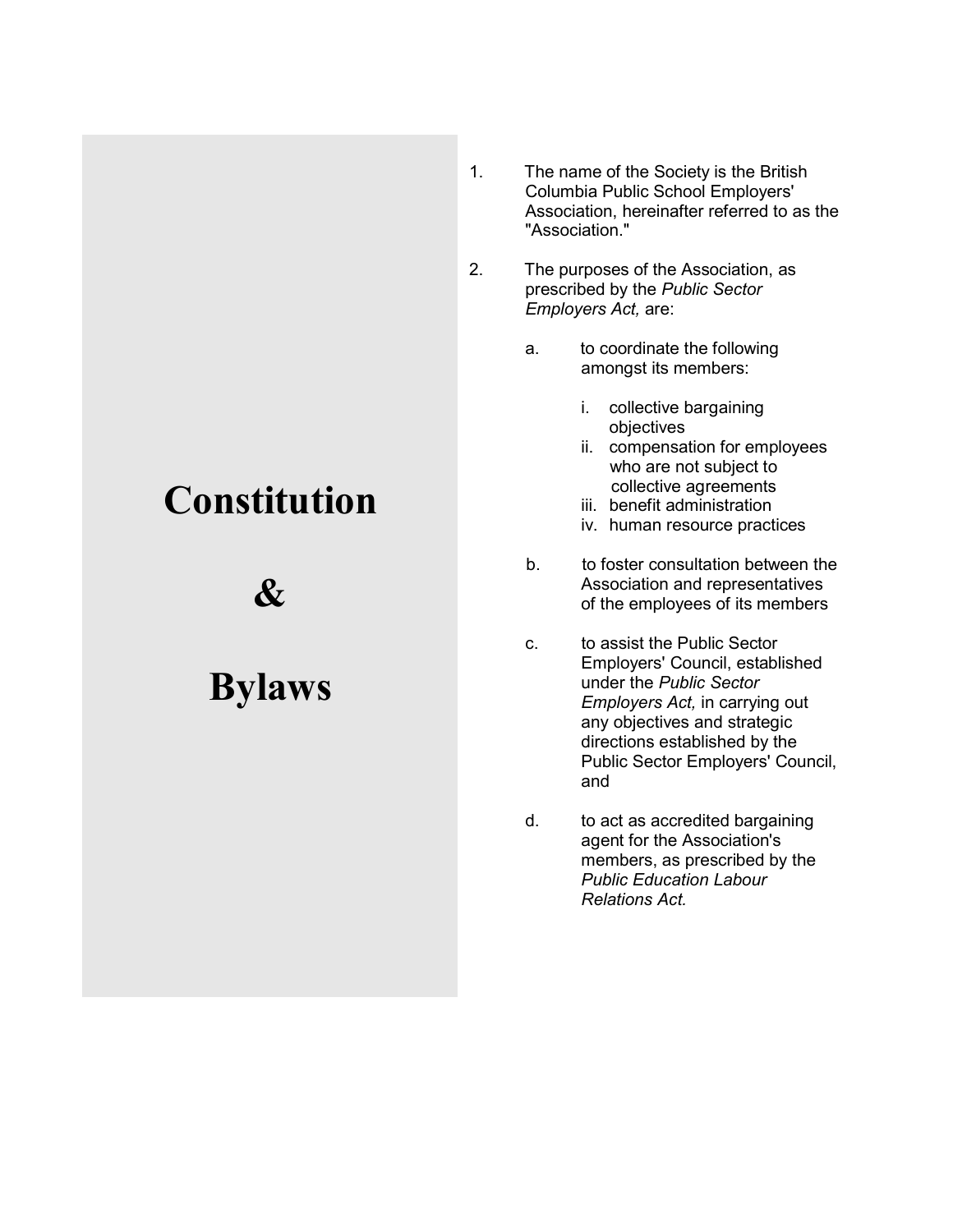# Constitution & Bylaws

1. The name of the Society is the British Columbia Public School Employers' Association, hereinafter referred to as the "Association."

2. The purposes of the Association, as prescribed by the *Public Sector Employers Act,* are:

   a. to coordinate the following amongst its members:

      i. collective bargaining objectives
      ii. compensation for employees who are not subject to collective agreements
      iii. benefit administration
      iv. human resource practices

   b. to foster consultation between the Association and representatives of the employees of its members

   c. to assist the Public Sector Employers' Council, established under the *Public Sector Employers Act,* in carrying out any objectives and strategic directions established by the Public Sector Employers' Council, and

   d. to act as accredited bargaining agent for the Association's members, as prescribed by the *Public Education Labour Relations Act.*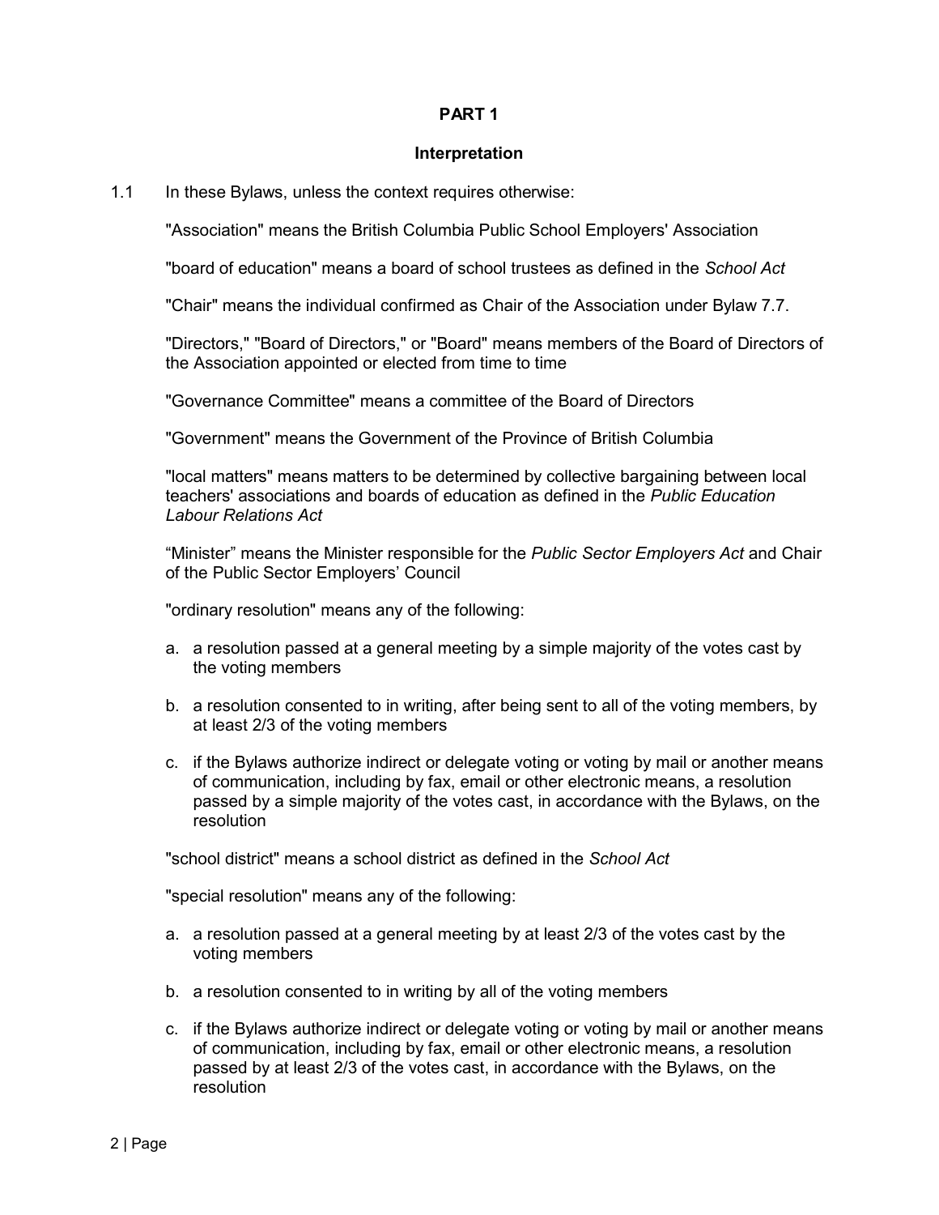## PART 1

### Interpretation

1.1 In these Bylaws, unless the context requires otherwise:

"Association" means the British Columbia Public School Employers' Association

"board of education" means a board of school trustees as defined in the *School Act*

"Chair" means the individual confirmed as Chair of the Association under Bylaw 7.7.

"Directors," "Board of Directors," or "Board" means members of the Board of Directors of the Association appointed or elected from time to time

"Governance Committee" means a committee of the Board of Directors

"Government" means the Government of the Province of British Columbia

"local matters" means matters to be determined by collective bargaining between local teachers' associations and boards of education as defined in the *Public Education Labour Relations Act*

"Minister" means the Minister responsible for the *Public Sector Employers Act* and Chair of the Public Sector Employers' Council

"ordinary resolution" means any of the following:

a. a resolution passed at a general meeting by a simple majority of the votes cast by the voting members
b. a resolution consented to in writing, after being sent to all of the voting members, by at least 2/3 of the voting members
c. if the Bylaws authorize indirect or delegate voting or voting by mail or another means of communication, including by fax, email or other electronic means, a resolution passed by a simple majority of the votes cast, in accordance with the Bylaws, on the resolution

"school district" means a school district as defined in the *School Act*

"special resolution" means any of the following:

a. a resolution passed at a general meeting by at least 2/3 of the votes cast by the voting members
b. a resolution consented to in writing by all of the voting members
c. if the Bylaws authorize indirect or delegate voting or voting by mail or another means of communication, including by fax, email or other electronic means, a resolution passed by at least 2/3 of the votes cast, in accordance with the Bylaws, on the resolution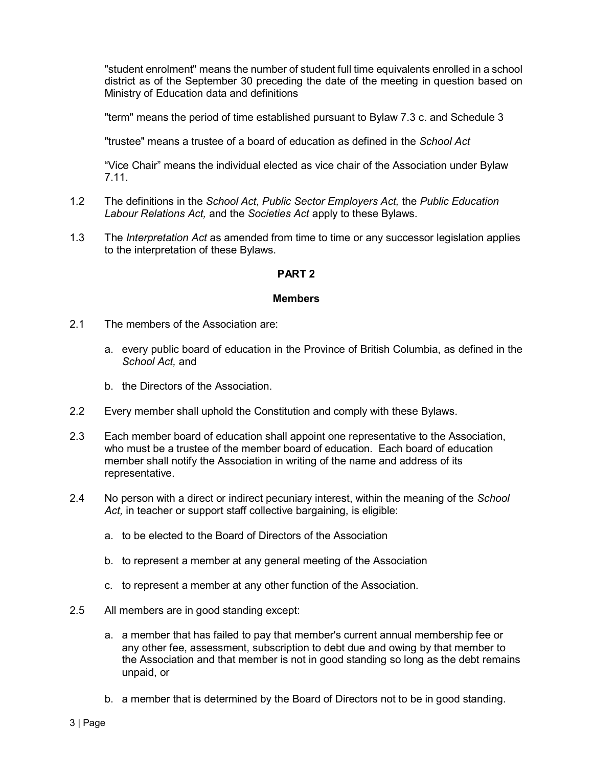"student enrolment" means the number of student full time equivalents enrolled in a school district as of the September 30 preceding the date of the meeting in question based on Ministry of Education data and definitions

"term" means the period of time established pursuant to Bylaw 7.3 c. and Schedule 3

"trustee" means a trustee of a board of education as defined in the *School Act*

"Vice Chair" means the individual elected as vice chair of the Association under Bylaw 7.11.

1.2 The definitions in the *School Act*, *Public Sector Employers Act,* the *Public Education Labour Relations Act,* and the *Societies Act* apply to these Bylaws.

1.3 The *Interpretation Act* as amended from time to time or any successor legislation applies to the interpretation of these Bylaws.

## PART 2

## Members

2.1 The members of the Association are:

a. every public board of education in the Province of British Columbia, as defined in the *School Act,* and

b. the Directors of the Association.

2.2 Every member shall uphold the Constitution and comply with these Bylaws.

2.3 Each member board of education shall appoint one representative to the Association, who must be a trustee of the member board of education. Each board of education member shall notify the Association in writing of the name and address of its representative.

2.4 No person with a direct or indirect pecuniary interest, within the meaning of the *School Act,* in teacher or support staff collective bargaining, is eligible:

a. to be elected to the Board of Directors of the Association

b. to represent a member at any general meeting of the Association

c. to represent a member at any other function of the Association.

2.5 All members are in good standing except:

a. a member that has failed to pay that member's current annual membership fee or any other fee, assessment, subscription to debt due and owing by that member to the Association and that member is not in good standing so long as the debt remains unpaid, or

b. a member that is determined by the Board of Directors not to be in good standing.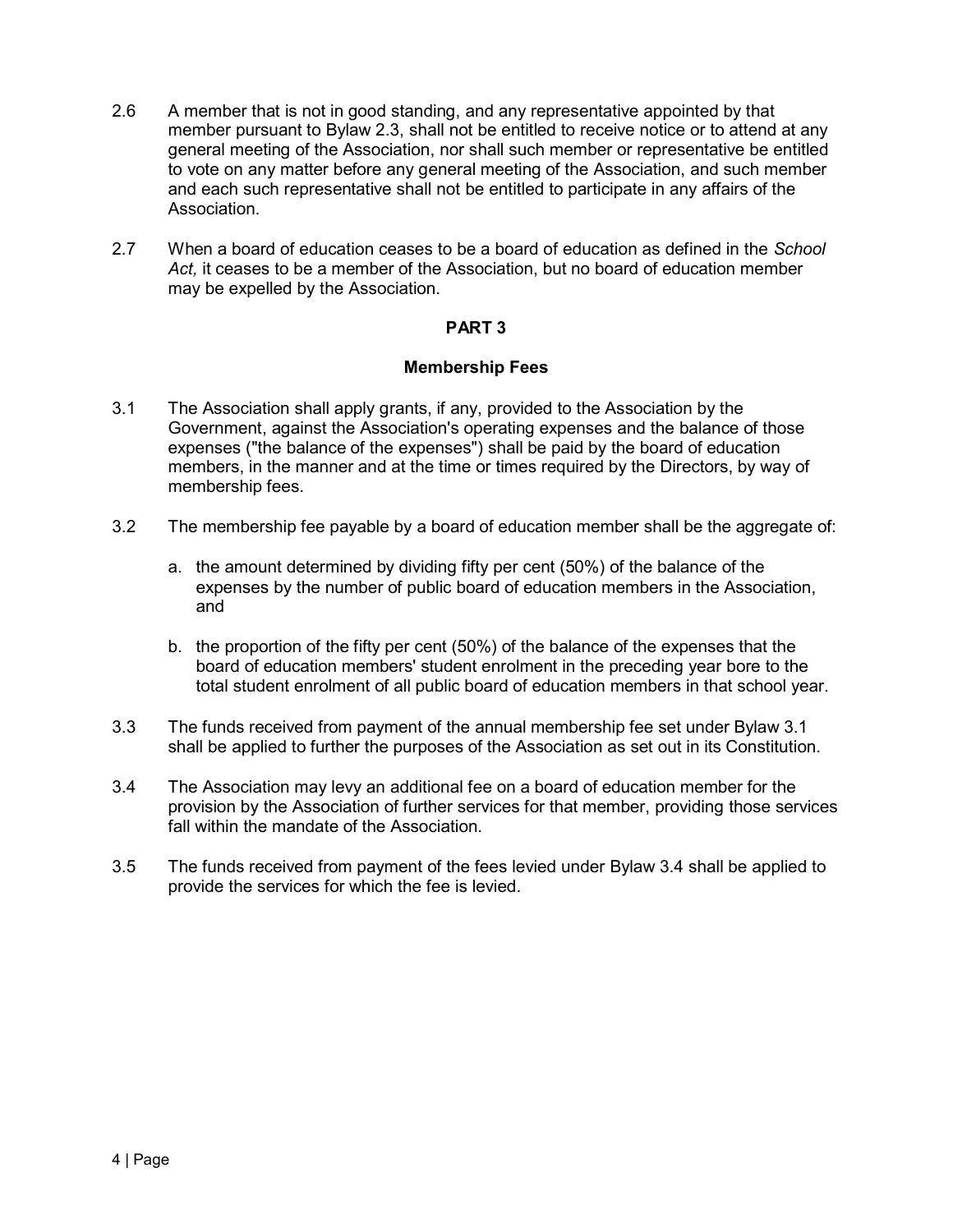2.6 A member that is not in good standing, and any representative appointed by that member pursuant to Bylaw 2.3, shall not be entitled to receive notice or to attend at any general meeting of the Association, nor shall such member or representative be entitled to vote on any matter before any general meeting of the Association, and such member and each such representative shall not be entitled to participate in any affairs of the Association.

2.7 When a board of education ceases to be a board of education as defined in the *School Act,* it ceases to be a member of the Association, but no board of education member may be expelled by the Association.

## PART 3

### Membership Fees

3.1 The Association shall apply grants, if any, provided to the Association by the Government, against the Association's operating expenses and the balance of those expenses ("the balance of the expenses") shall be paid by the board of education members, in the manner and at the time or times required by the Directors, by way of membership fees.

3.2 The membership fee payable by a board of education member shall be the aggregate of:

   a. the amount determined by dividing fifty per cent (50%) of the balance of the expenses by the number of public board of education members in the Association, and

   b. the proportion of the fifty per cent (50%) of the balance of the expenses that the board of education members' student enrolment in the preceding year bore to the total student enrolment of all public board of education members in that school year.

3.3 The funds received from payment of the annual membership fee set under Bylaw 3.1 shall be applied to further the purposes of the Association as set out in its Constitution.

3.4 The Association may levy an additional fee on a board of education member for the provision by the Association of further services for that member, providing those services fall within the mandate of the Association.

3.5 The funds received from payment of the fees levied under Bylaw 3.4 shall be applied to provide the services for which the fee is levied.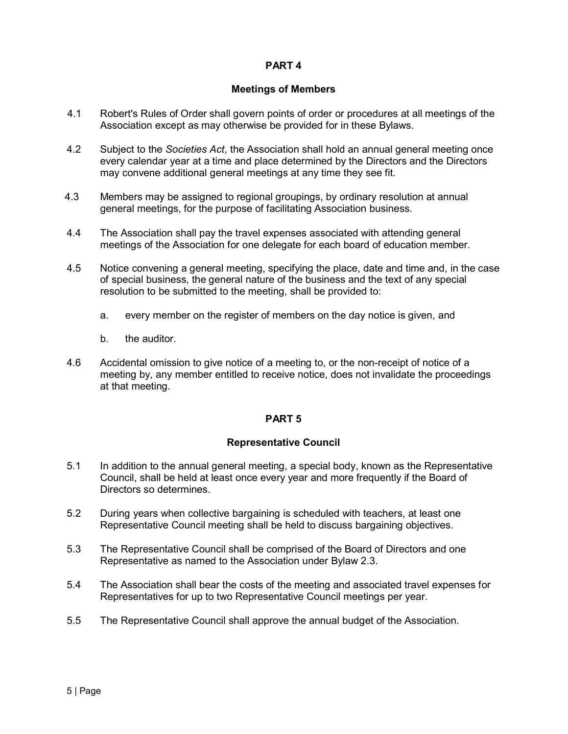## PART 4

### Meetings of Members

4.1 Robert's Rules of Order shall govern points of order or procedures at all meetings of the Association except as may otherwise be provided for in these Bylaws.

4.2 Subject to the *Societies Act*, the Association shall hold an annual general meeting once every calendar year at a time and place determined by the Directors and the Directors may convene additional general meetings at any time they see fit.

4.3 Members may be assigned to regional groupings, by ordinary resolution at annual general meetings, for the purpose of facilitating Association business.

4.4 The Association shall pay the travel expenses associated with attending general meetings of the Association for one delegate for each board of education member.

4.5 Notice convening a general meeting, specifying the place, date and time and, in the case of special business, the general nature of the business and the text of any special resolution to be submitted to the meeting, shall be provided to:

a. every member on the register of members on the day notice is given, and

b. the auditor.

4.6 Accidental omission to give notice of a meeting to, or the non-receipt of notice of a meeting by, any member entitled to receive notice, does not invalidate the proceedings at that meeting.

## PART 5

### Representative Council

5.1 In addition to the annual general meeting, a special body, known as the Representative Council, shall be held at least once every year and more frequently if the Board of Directors so determines.

5.2 During years when collective bargaining is scheduled with teachers, at least one Representative Council meeting shall be held to discuss bargaining objectives.

5.3 The Representative Council shall be comprised of the Board of Directors and one Representative as named to the Association under Bylaw 2.3.

5.4 The Association shall bear the costs of the meeting and associated travel expenses for Representatives for up to two Representative Council meetings per year.

5.5 The Representative Council shall approve the annual budget of the Association.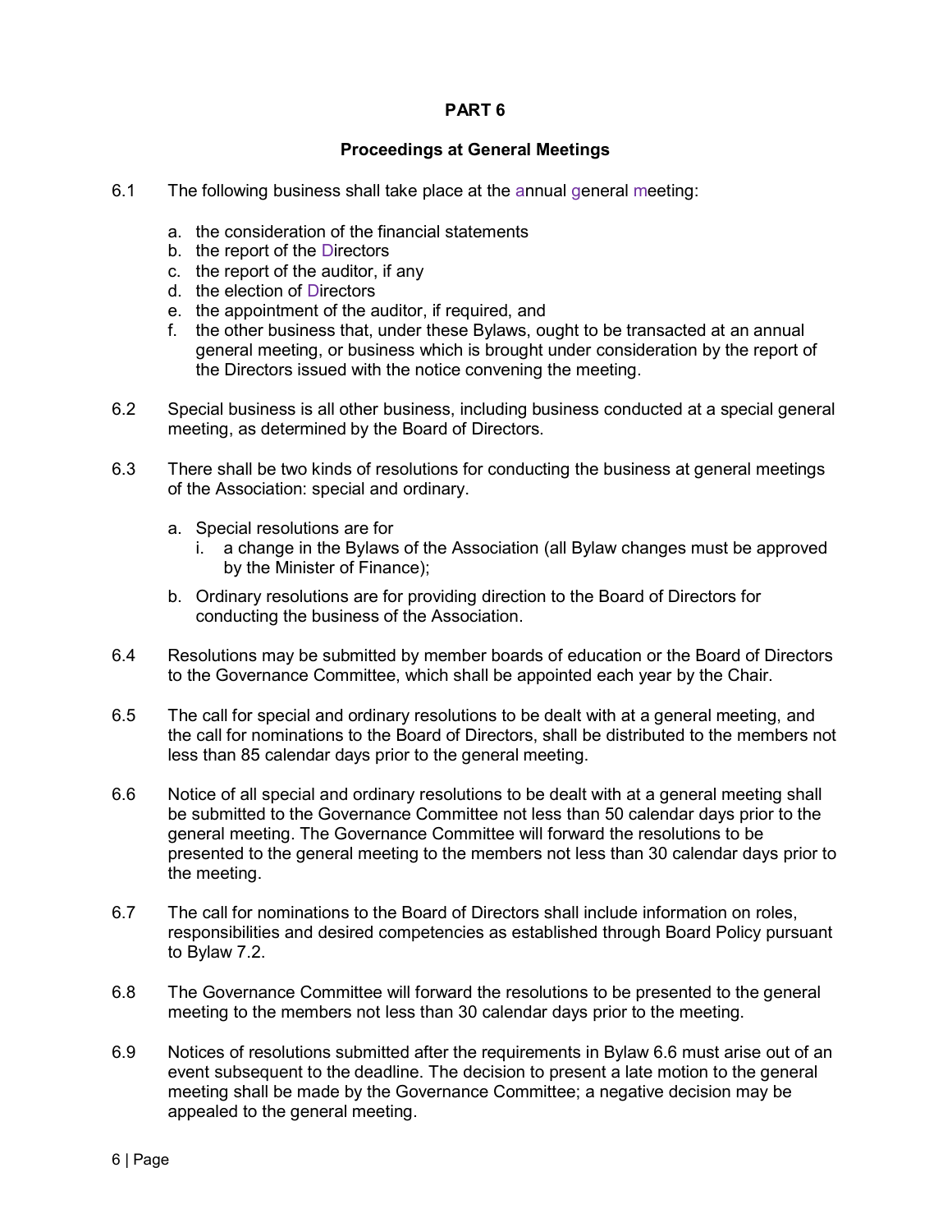## PART 6

### Proceedings at General Meetings

6.1 The following business shall take place at the annual general meeting:

a. the consideration of the financial statements
b. the report of the Directors
c. the report of the auditor, if any
d. the election of Directors
e. the appointment of the auditor, if required, and
f. the other business that, under these Bylaws, ought to be transacted at an annual general meeting, or business which is brought under consideration by the report of the Directors issued with the notice convening the meeting.

6.2 Special business is all other business, including business conducted at a special general meeting, as determined by the Board of Directors.

6.3 There shall be two kinds of resolutions for conducting the business at general meetings of the Association: special and ordinary.

a. Special resolutions are for
   i. a change in the Bylaws of the Association (all Bylaw changes must be approved by the Minister of Finance);
b. Ordinary resolutions are for providing direction to the Board of Directors for conducting the business of the Association.

6.4 Resolutions may be submitted by member boards of education or the Board of Directors to the Governance Committee, which shall be appointed each year by the Chair.

6.5 The call for special and ordinary resolutions to be dealt with at a general meeting, and the call for nominations to the Board of Directors, shall be distributed to the members not less than 85 calendar days prior to the general meeting.

6.6 Notice of all special and ordinary resolutions to be dealt with at a general meeting shall be submitted to the Governance Committee not less than 50 calendar days prior to the general meeting. The Governance Committee will forward the resolutions to be presented to the general meeting to the members not less than 30 calendar days prior to the meeting.

6.7 The call for nominations to the Board of Directors shall include information on roles, responsibilities and desired competencies as established through Board Policy pursuant to Bylaw 7.2.

6.8 The Governance Committee will forward the resolutions to be presented to the general meeting to the members not less than 30 calendar days prior to the meeting.

6.9 Notices of resolutions submitted after the requirements in Bylaw 6.6 must arise out of an event subsequent to the deadline. The decision to present a late motion to the general meeting shall be made by the Governance Committee; a negative decision may be appealed to the general meeting.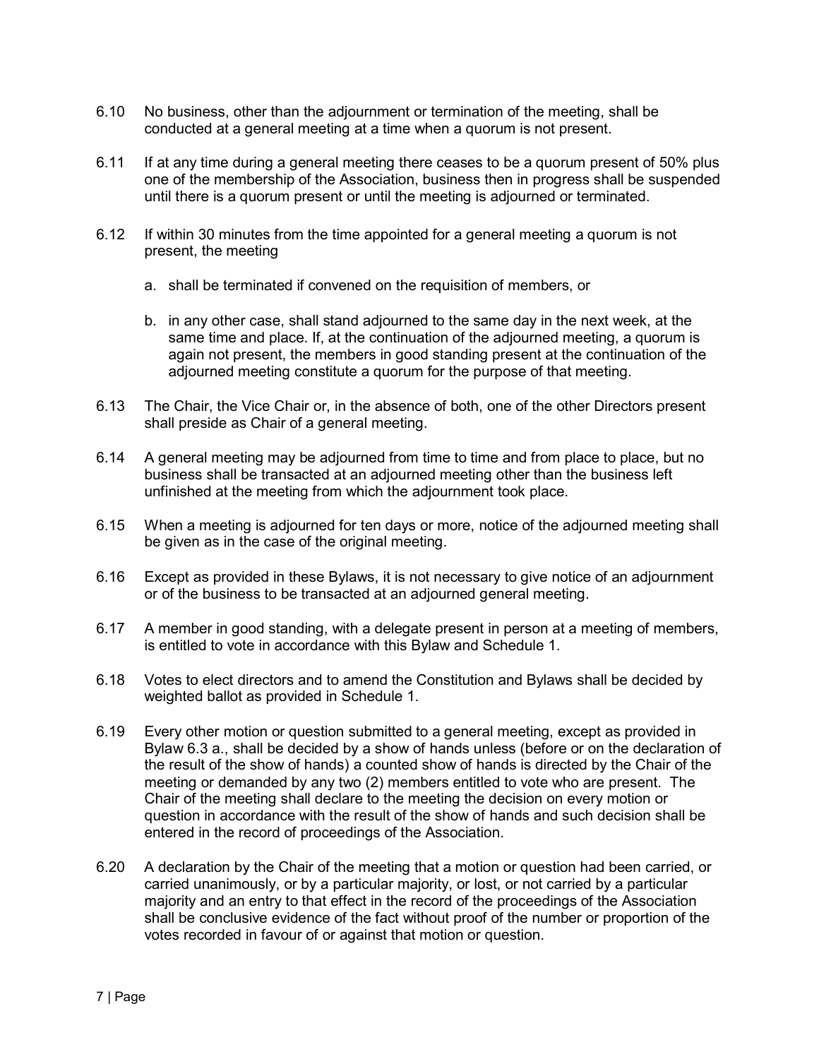6.10 No business, other than the adjournment or termination of the meeting, shall be conducted at a general meeting at a time when a quorum is not present.

6.11 If at any time during a general meeting there ceases to be a quorum present of 50% plus one of the membership of the Association, business then in progress shall be suspended until there is a quorum present or until the meeting is adjourned or terminated.

6.12 If within 30 minutes from the time appointed for a general meeting a quorum is not present, the meeting

a. shall be terminated if convened on the requisition of members, or

b. in any other case, shall stand adjourned to the same day in the next week, at the same time and place. If, at the continuation of the adjourned meeting, a quorum is again not present, the members in good standing present at the continuation of the adjourned meeting constitute a quorum for the purpose of that meeting.

6.13 The Chair, the Vice Chair or, in the absence of both, one of the other Directors present shall preside as Chair of a general meeting.

6.14 A general meeting may be adjourned from time to time and from place to place, but no business shall be transacted at an adjourned meeting other than the business left unfinished at the meeting from which the adjournment took place.

6.15 When a meeting is adjourned for ten days or more, notice of the adjourned meeting shall be given as in the case of the original meeting.

6.16 Except as provided in these Bylaws, it is not necessary to give notice of an adjournment or of the business to be transacted at an adjourned general meeting.

6.17 A member in good standing, with a delegate present in person at a meeting of members, is entitled to vote in accordance with this Bylaw and Schedule 1.

6.18 Votes to elect directors and to amend the Constitution and Bylaws shall be decided by weighted ballot as provided in Schedule 1.

6.19 Every other motion or question submitted to a general meeting, except as provided in Bylaw 6.3 a., shall be decided by a show of hands unless (before or on the declaration of the result of the show of hands) a counted show of hands is directed by the Chair of the meeting or demanded by any two (2) members entitled to vote who are present. The Chair of the meeting shall declare to the meeting the decision on every motion or question in accordance with the result of the show of hands and such decision shall be entered in the record of proceedings of the Association.

6.20 A declaration by the Chair of the meeting that a motion or question had been carried, or carried unanimously, or by a particular majority, or lost, or not carried by a particular majority and an entry to that effect in the record of the proceedings of the Association shall be conclusive evidence of the fact without proof of the number or proportion of the votes recorded in favour of or against that motion or question.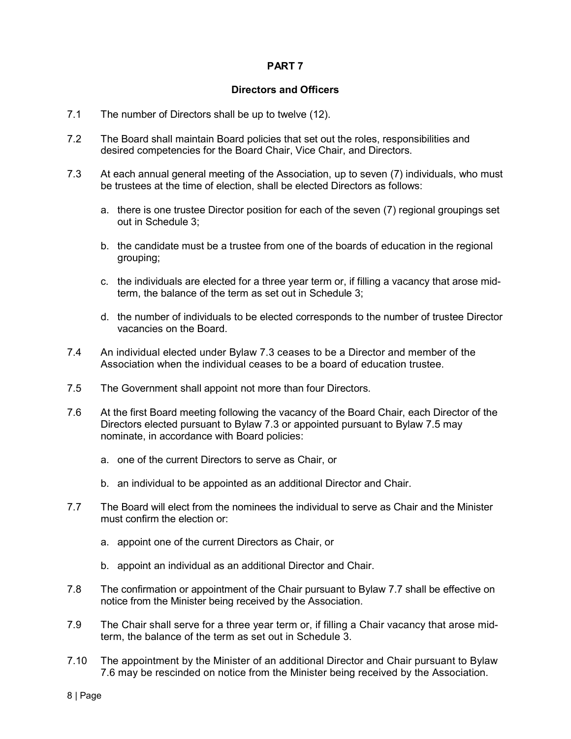## PART 7

### Directors and Officers

7.1 The number of Directors shall be up to twelve (12).

7.2 The Board shall maintain Board policies that set out the roles, responsibilities and desired competencies for the Board Chair, Vice Chair, and Directors.

7.3 At each annual general meeting of the Association, up to seven (7) individuals, who must be trustees at the time of election, shall be elected Directors as follows:

a. there is one trustee Director position for each of the seven (7) regional groupings set out in Schedule 3;

b. the candidate must be a trustee from one of the boards of education in the regional grouping;

c. the individuals are elected for a three year term or, if filling a vacancy that arose mid-term, the balance of the term as set out in Schedule 3;

d. the number of individuals to be elected corresponds to the number of trustee Director vacancies on the Board.

7.4 An individual elected under Bylaw 7.3 ceases to be a Director and member of the Association when the individual ceases to be a board of education trustee.

7.5 The Government shall appoint not more than four Directors.

7.6 At the first Board meeting following the vacancy of the Board Chair, each Director of the Directors elected pursuant to Bylaw 7.3 or appointed pursuant to Bylaw 7.5 may nominate, in accordance with Board policies:

a. one of the current Directors to serve as Chair, or

b. an individual to be appointed as an additional Director and Chair.

7.7 The Board will elect from the nominees the individual to serve as Chair and the Minister must confirm the election or:

a. appoint one of the current Directors as Chair, or

b. appoint an individual as an additional Director and Chair.

7.8 The confirmation or appointment of the Chair pursuant to Bylaw 7.7 shall be effective on notice from the Minister being received by the Association.

7.9 The Chair shall serve for a three year term or, if filling a Chair vacancy that arose mid-term, the balance of the term as set out in Schedule 3.

7.10 The appointment by the Minister of an additional Director and Chair pursuant to Bylaw 7.6 may be rescinded on notice from the Minister being received by the Association.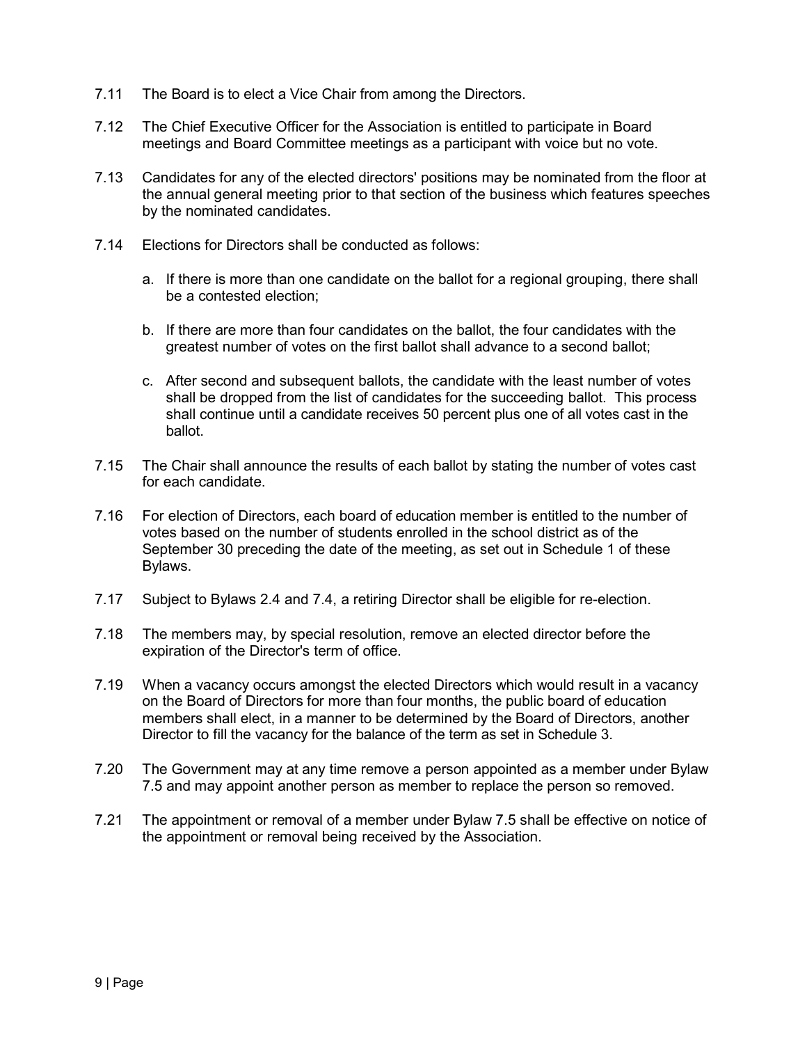7.11 The Board is to elect a Vice Chair from among the Directors.

7.12 The Chief Executive Officer for the Association is entitled to participate in Board meetings and Board Committee meetings as a participant with voice but no vote.

7.13 Candidates for any of the elected directors' positions may be nominated from the floor at the annual general meeting prior to that section of the business which features speeches by the nominated candidates.

7.14 Elections for Directors shall be conducted as follows:

   a. If there is more than one candidate on the ballot for a regional grouping, there shall be a contested election;

   b. If there are more than four candidates on the ballot, the four candidates with the greatest number of votes on the first ballot shall advance to a second ballot;

   c. After second and subsequent ballots, the candidate with the least number of votes shall be dropped from the list of candidates for the succeeding ballot. This process shall continue until a candidate receives 50 percent plus one of all votes cast in the ballot.

7.15 The Chair shall announce the results of each ballot by stating the number of votes cast for each candidate.

7.16 For election of Directors, each board of education member is entitled to the number of votes based on the number of students enrolled in the school district as of the September 30 preceding the date of the meeting, as set out in Schedule 1 of these Bylaws.

7.17 Subject to Bylaws 2.4 and 7.4, a retiring Director shall be eligible for re-election.

7.18 The members may, by special resolution, remove an elected director before the expiration of the Director's term of office.

7.19 When a vacancy occurs amongst the elected Directors which would result in a vacancy on the Board of Directors for more than four months, the public board of education members shall elect, in a manner to be determined by the Board of Directors, another Director to fill the vacancy for the balance of the term as set in Schedule 3.

7.20 The Government may at any time remove a person appointed as a member under Bylaw 7.5 and may appoint another person as member to replace the person so removed.

7.21 The appointment or removal of a member under Bylaw 7.5 shall be effective on notice of the appointment or removal being received by the Association.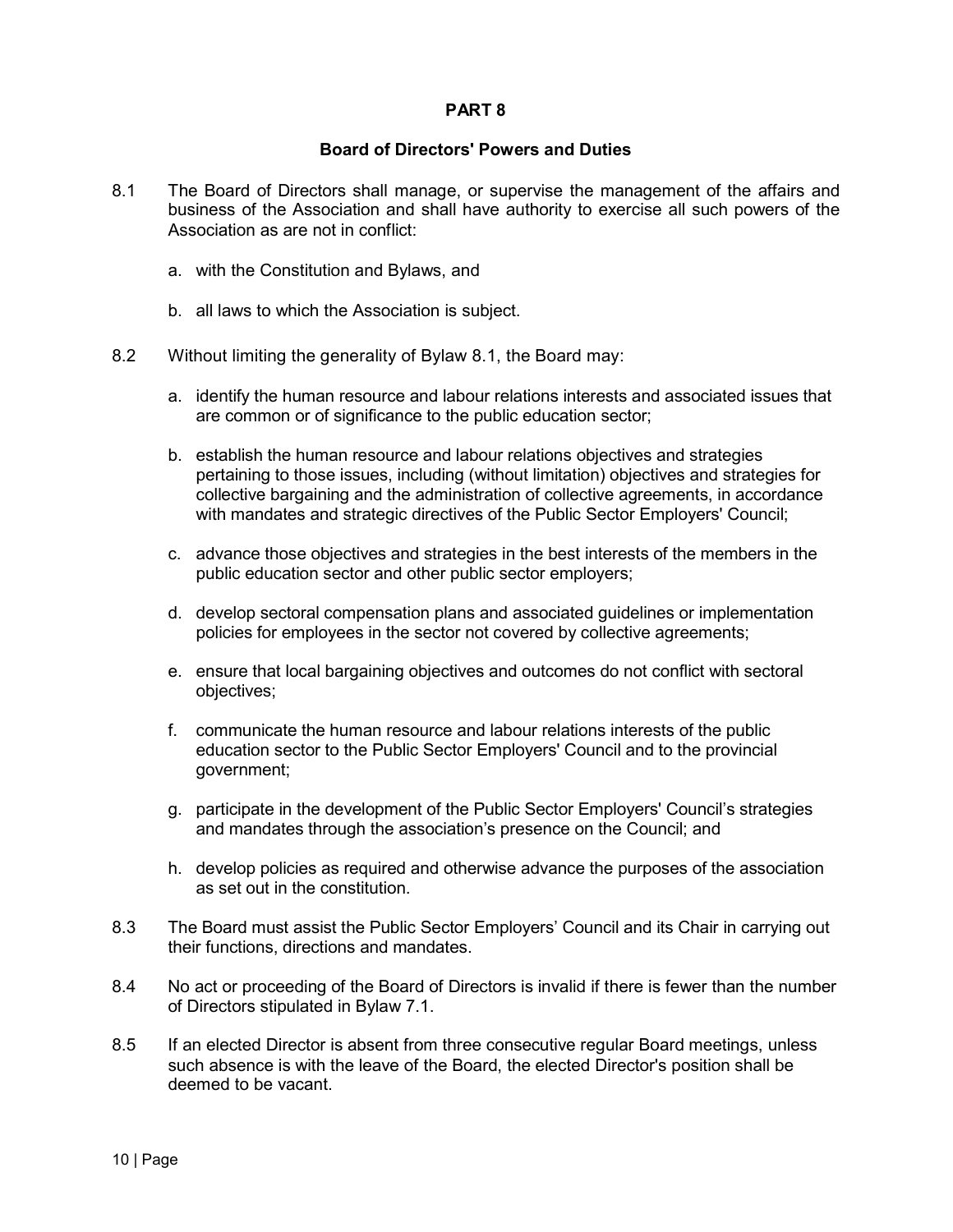## PART 8

### Board of Directors' Powers and Duties

8.1 The Board of Directors shall manage, or supervise the management of the affairs and business of the Association and shall have authority to exercise all such powers of the Association as are not in conflict:

   a. with the Constitution and Bylaws, and

   b. all laws to which the Association is subject.

8.2 Without limiting the generality of Bylaw 8.1, the Board may:

   a. identify the human resource and labour relations interests and associated issues that are common or of significance to the public education sector;

   b. establish the human resource and labour relations objectives and strategies pertaining to those issues, including (without limitation) objectives and strategies for collective bargaining and the administration of collective agreements, in accordance with mandates and strategic directives of the Public Sector Employers' Council;

   c. advance those objectives and strategies in the best interests of the members in the public education sector and other public sector employers;

   d. develop sectoral compensation plans and associated guidelines or implementation policies for employees in the sector not covered by collective agreements;

   e. ensure that local bargaining objectives and outcomes do not conflict with sectoral objectives;

   f. communicate the human resource and labour relations interests of the public education sector to the Public Sector Employers' Council and to the provincial government;

   g. participate in the development of the Public Sector Employers' Council's strategies and mandates through the association's presence on the Council; and

   h. develop policies as required and otherwise advance the purposes of the association as set out in the constitution.

8.3 The Board must assist the Public Sector Employers' Council and its Chair in carrying out their functions, directions and mandates.

8.4 No act or proceeding of the Board of Directors is invalid if there is fewer than the number of Directors stipulated in Bylaw 7.1.

8.5 If an elected Director is absent from three consecutive regular Board meetings, unless such absence is with the leave of the Board, the elected Director's position shall be deemed to be vacant.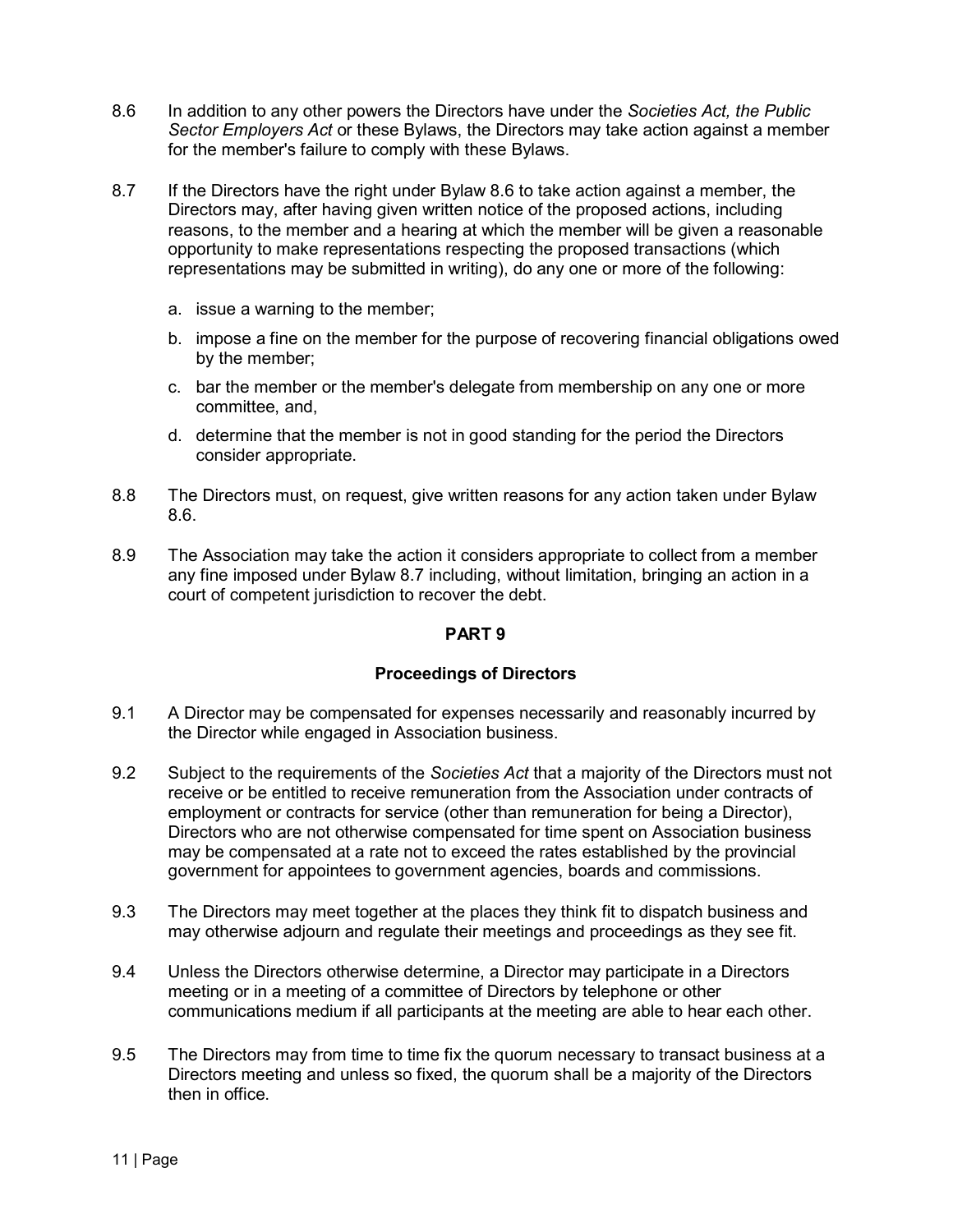8.6 In addition to any other powers the Directors have under the *Societies Act, the Public Sector Employers Act* or these Bylaws, the Directors may take action against a member for the member's failure to comply with these Bylaws.

8.7 If the Directors have the right under Bylaw 8.6 to take action against a member, the Directors may, after having given written notice of the proposed actions, including reasons, to the member and a hearing at which the member will be given a reasonable opportunity to make representations respecting the proposed transactions (which representations may be submitted in writing), do any one or more of the following:

a. issue a warning to the member;

b. impose a fine on the member for the purpose of recovering financial obligations owed by the member;

c. bar the member or the member's delegate from membership on any one or more committee, and,

d. determine that the member is not in good standing for the period the Directors consider appropriate.

8.8 The Directors must, on request, give written reasons for any action taken under Bylaw 8.6.

8.9 The Association may take the action it considers appropriate to collect from a member any fine imposed under Bylaw 8.7 including, without limitation, bringing an action in a court of competent jurisdiction to recover the debt.

## PART 9

### Proceedings of Directors

9.1 A Director may be compensated for expenses necessarily and reasonably incurred by the Director while engaged in Association business.

9.2 Subject to the requirements of the *Societies Act* that a majority of the Directors must not receive or be entitled to receive remuneration from the Association under contracts of employment or contracts for service (other than remuneration for being a Director), Directors who are not otherwise compensated for time spent on Association business may be compensated at a rate not to exceed the rates established by the provincial government for appointees to government agencies, boards and commissions.

9.3 The Directors may meet together at the places they think fit to dispatch business and may otherwise adjourn and regulate their meetings and proceedings as they see fit.

9.4 Unless the Directors otherwise determine, a Director may participate in a Directors meeting or in a meeting of a committee of Directors by telephone or other communications medium if all participants at the meeting are able to hear each other.

9.5 The Directors may from time to time fix the quorum necessary to transact business at a Directors meeting and unless so fixed, the quorum shall be a majority of the Directors then in office.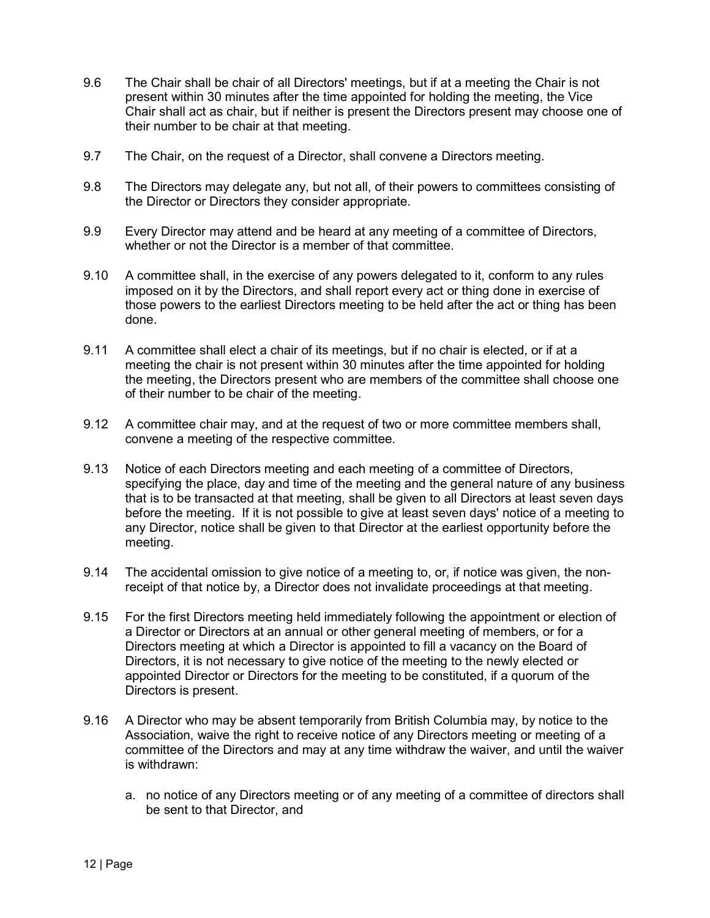9.6 The Chair shall be chair of all Directors' meetings, but if at a meeting the Chair is not present within 30 minutes after the time appointed for holding the meeting, the Vice Chair shall act as chair, but if neither is present the Directors present may choose one of their number to be chair at that meeting.

9.7 The Chair, on the request of a Director, shall convene a Directors meeting.

9.8 The Directors may delegate any, but not all, of their powers to committees consisting of the Director or Directors they consider appropriate.

9.9 Every Director may attend and be heard at any meeting of a committee of Directors, whether or not the Director is a member of that committee.

9.10 A committee shall, in the exercise of any powers delegated to it, conform to any rules imposed on it by the Directors, and shall report every act or thing done in exercise of those powers to the earliest Directors meeting to be held after the act or thing has been done.

9.11 A committee shall elect a chair of its meetings, but if no chair is elected, or if at a meeting the chair is not present within 30 minutes after the time appointed for holding the meeting, the Directors present who are members of the committee shall choose one of their number to be chair of the meeting.

9.12 A committee chair may, and at the request of two or more committee members shall, convene a meeting of the respective committee.

9.13 Notice of each Directors meeting and each meeting of a committee of Directors, specifying the place, day and time of the meeting and the general nature of any business that is to be transacted at that meeting, shall be given to all Directors at least seven days before the meeting. If it is not possible to give at least seven days' notice of a meeting to any Director, notice shall be given to that Director at the earliest opportunity before the meeting.

9.14 The accidental omission to give notice of a meeting to, or, if notice was given, the non-receipt of that notice by, a Director does not invalidate proceedings at that meeting.

9.15 For the first Directors meeting held immediately following the appointment or election of a Director or Directors at an annual or other general meeting of members, or for a Directors meeting at which a Director is appointed to fill a vacancy on the Board of Directors, it is not necessary to give notice of the meeting to the newly elected or appointed Director or Directors for the meeting to be constituted, if a quorum of the Directors is present.

9.16 A Director who may be absent temporarily from British Columbia may, by notice to the Association, waive the right to receive notice of any Directors meeting or meeting of a committee of the Directors and may at any time withdraw the waiver, and until the waiver is withdrawn:

a. no notice of any Directors meeting or of any meeting of a committee of directors shall be sent to that Director, and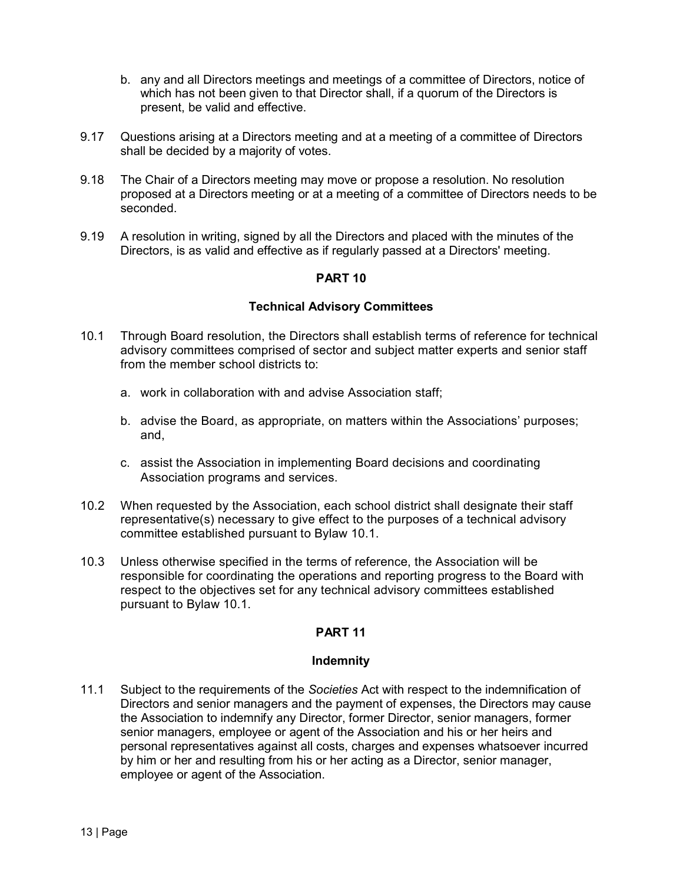b. any and all Directors meetings and meetings of a committee of Directors, notice of which has not been given to that Director shall, if a quorum of the Directors is present, be valid and effective.

9.17 Questions arising at a Directors meeting and at a meeting of a committee of Directors shall be decided by a majority of votes.

9.18 The Chair of a Directors meeting may move or propose a resolution. No resolution proposed at a Directors meeting or at a meeting of a committee of Directors needs to be seconded.

9.19 A resolution in writing, signed by all the Directors and placed with the minutes of the Directors, is as valid and effective as if regularly passed at a Directors' meeting.

## PART 10

### Technical Advisory Committees

10.1 Through Board resolution, the Directors shall establish terms of reference for technical advisory committees comprised of sector and subject matter experts and senior staff from the member school districts to:

a. work in collaboration with and advise Association staff;

b. advise the Board, as appropriate, on matters within the Associations' purposes; and,

c. assist the Association in implementing Board decisions and coordinating Association programs and services.

10.2 When requested by the Association, each school district shall designate their staff representative(s) necessary to give effect to the purposes of a technical advisory committee established pursuant to Bylaw 10.1.

10.3 Unless otherwise specified in the terms of reference, the Association will be responsible for coordinating the operations and reporting progress to the Board with respect to the objectives set for any technical advisory committees established pursuant to Bylaw 10.1.

## PART 11

### Indemnity

11.1 Subject to the requirements of the *Societies* Act with respect to the indemnification of Directors and senior managers and the payment of expenses, the Directors may cause the Association to indemnify any Director, former Director, senior managers, former senior managers, employee or agent of the Association and his or her heirs and personal representatives against all costs, charges and expenses whatsoever incurred by him or her and resulting from his or her acting as a Director, senior manager, employee or agent of the Association.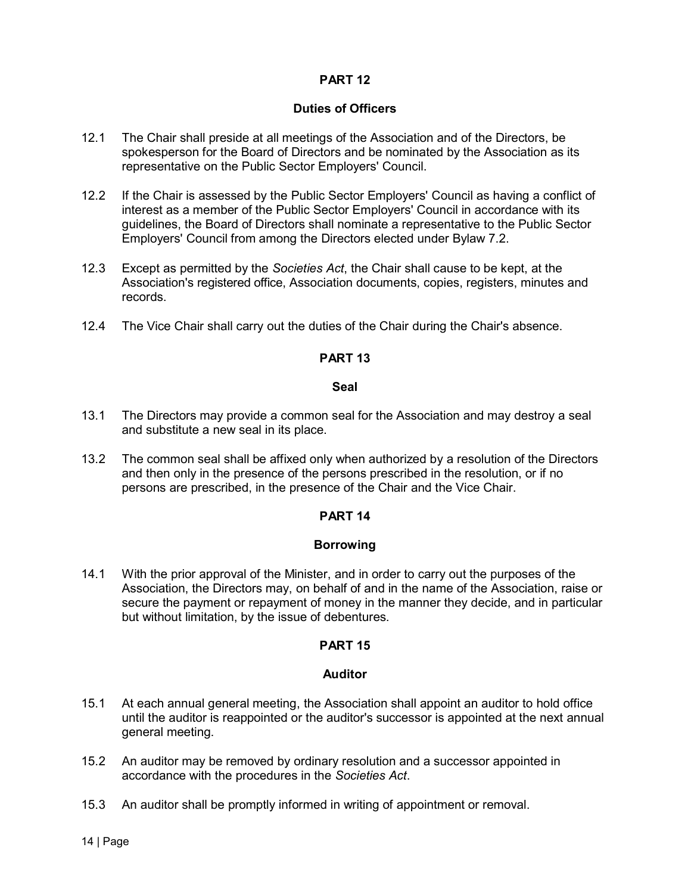## PART 12

### Duties of Officers

12.1 The Chair shall preside at all meetings of the Association and of the Directors, be spokesperson for the Board of Directors and be nominated by the Association as its representative on the Public Sector Employers' Council.

12.2 If the Chair is assessed by the Public Sector Employers' Council as having a conflict of interest as a member of the Public Sector Employers' Council in accordance with its guidelines, the Board of Directors shall nominate a representative to the Public Sector Employers' Council from among the Directors elected under Bylaw 7.2.

12.3 Except as permitted by the *Societies Act*, the Chair shall cause to be kept, at the Association's registered office, Association documents, copies, registers, minutes and records.

12.4 The Vice Chair shall carry out the duties of the Chair during the Chair's absence.

## PART 13

### Seal

13.1 The Directors may provide a common seal for the Association and may destroy a seal and substitute a new seal in its place.

13.2 The common seal shall be affixed only when authorized by a resolution of the Directors and then only in the presence of the persons prescribed in the resolution, or if no persons are prescribed, in the presence of the Chair and the Vice Chair.

## PART 14

### Borrowing

14.1 With the prior approval of the Minister, and in order to carry out the purposes of the Association, the Directors may, on behalf of and in the name of the Association, raise or secure the payment or repayment of money in the manner they decide, and in particular but without limitation, by the issue of debentures.

## PART 15

### Auditor

15.1 At each annual general meeting, the Association shall appoint an auditor to hold office until the auditor is reappointed or the auditor's successor is appointed at the next annual general meeting.

15.2 An auditor may be removed by ordinary resolution and a successor appointed in accordance with the procedures in the *Societies Act*.

15.3 An auditor shall be promptly informed in writing of appointment or removal.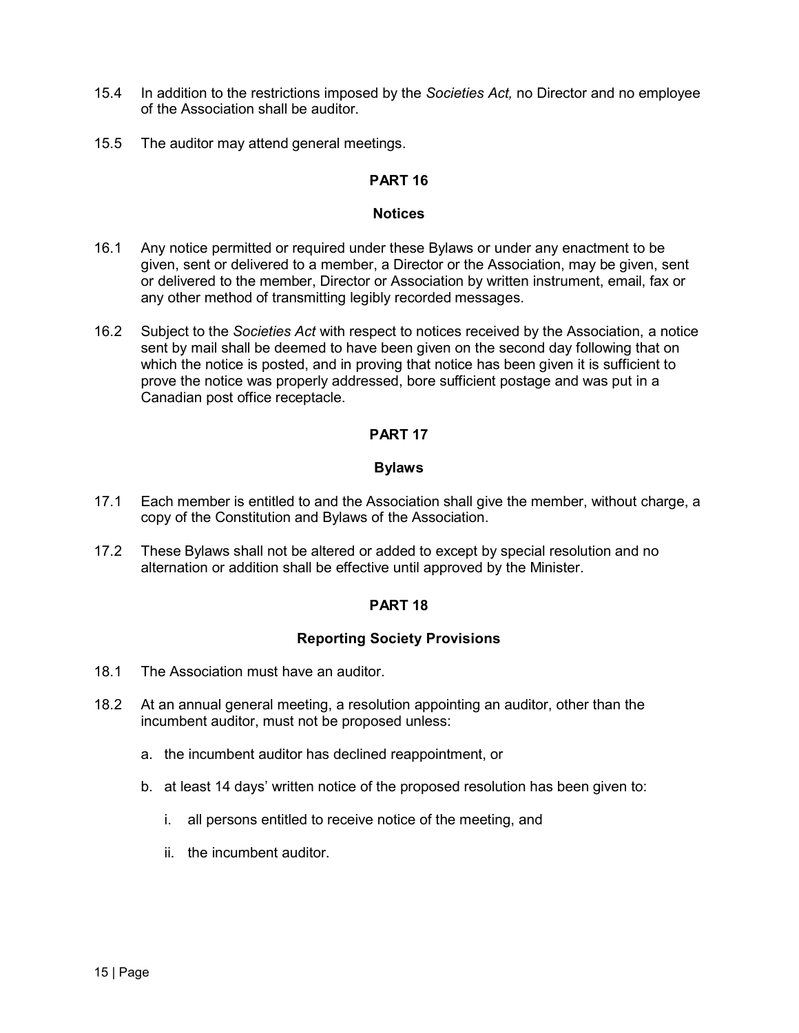15.4 In addition to the restrictions imposed by the *Societies Act,* no Director and no employee of the Association shall be auditor.

15.5 The auditor may attend general meetings.

## PART 16

### Notices

16.1 Any notice permitted or required under these Bylaws or under any enactment to be given, sent or delivered to a member, a Director or the Association, may be given, sent or delivered to the member, Director or Association by written instrument, email, fax or any other method of transmitting legibly recorded messages.

16.2 Subject to the *Societies Act* with respect to notices received by the Association, a notice sent by mail shall be deemed to have been given on the second day following that on which the notice is posted, and in proving that notice has been given it is sufficient to prove the notice was properly addressed, bore sufficient postage and was put in a Canadian post office receptacle.

## PART 17

### Bylaws

17.1 Each member is entitled to and the Association shall give the member, without charge, a copy of the Constitution and Bylaws of the Association.

17.2 These Bylaws shall not be altered or added to except by special resolution and no alternation or addition shall be effective until approved by the Minister.

## PART 18

### Reporting Society Provisions

18.1 The Association must have an auditor.

18.2 At an annual general meeting, a resolution appointing an auditor, other than the incumbent auditor, must not be proposed unless:

a. the incumbent auditor has declined reappointment, or

b. at least 14 days' written notice of the proposed resolution has been given to:

i. all persons entitled to receive notice of the meeting, and

ii. the incumbent auditor.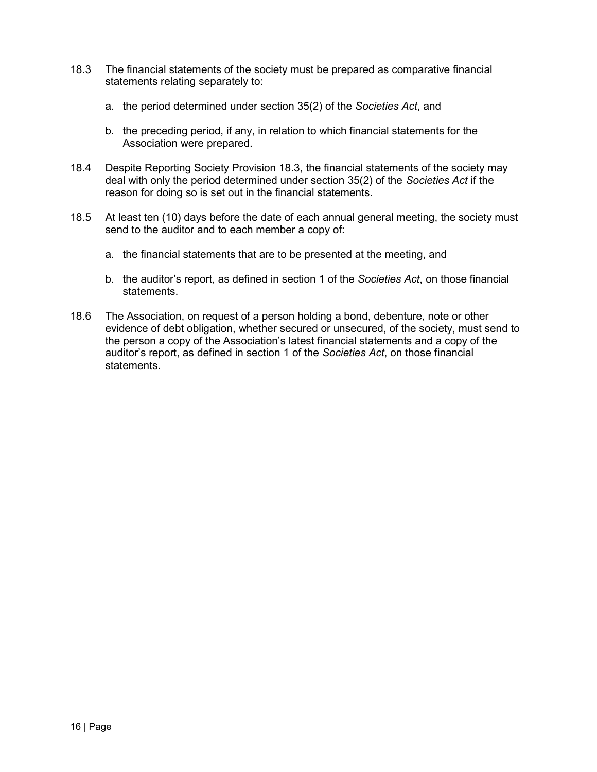18.3 The financial statements of the society must be prepared as comparative financial statements relating separately to:

a. the period determined under section 35(2) of the *Societies Act*, and

b. the preceding period, if any, in relation to which financial statements for the Association were prepared.

18.4 Despite Reporting Society Provision 18.3, the financial statements of the society may deal with only the period determined under section 35(2) of the *Societies Act* if the reason for doing so is set out in the financial statements.

18.5 At least ten (10) days before the date of each annual general meeting, the society must send to the auditor and to each member a copy of:

a. the financial statements that are to be presented at the meeting, and

b. the auditor's report, as defined in section 1 of the *Societies Act*, on those financial statements.

18.6 The Association, on request of a person holding a bond, debenture, note or other evidence of debt obligation, whether secured or unsecured, of the society, must send to the person a copy of the Association's latest financial statements and a copy of the auditor's report, as defined in section 1 of the *Societies Act*, on those financial statements.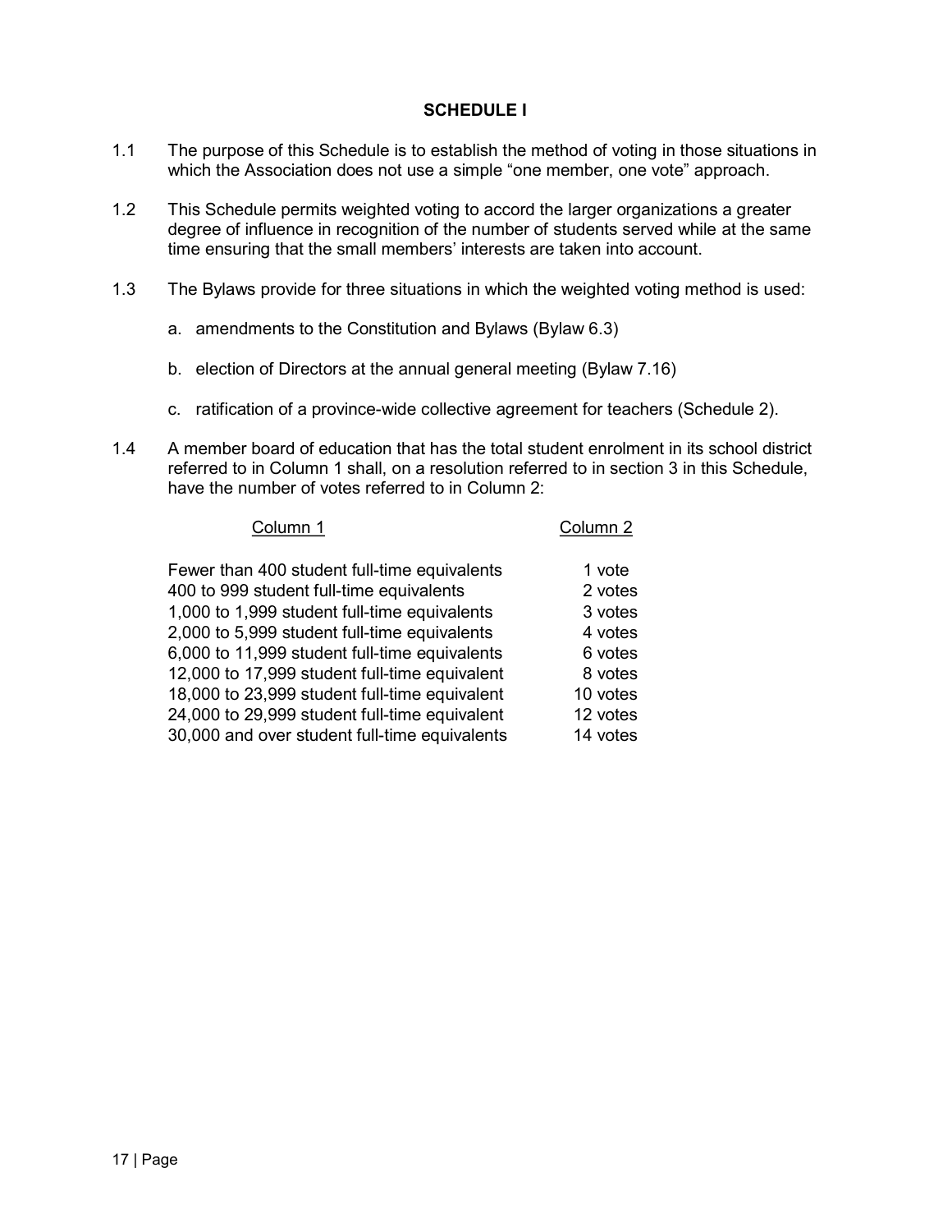## SCHEDULE I

1.1 The purpose of this Schedule is to establish the method of voting in those situations in which the Association does not use a simple “one member, one vote” approach.

1.2 This Schedule permits weighted voting to accord the larger organizations a greater degree of influence in recognition of the number of students served while at the same time ensuring that the small members’ interests are taken into account.

1.3 The Bylaws provide for three situations in which the weighted voting method is used:

a. amendments to the Constitution and Bylaws (Bylaw 6.3)

b. election of Directors at the annual general meeting (Bylaw 7.16)

c. ratification of a province-wide collective agreement for teachers (Schedule 2).

1.4 A member board of education that has the total student enrolment in its school district referred to in Column 1 shall, on a resolution referred to in section 3 in this Schedule, have the number of votes referred to in Column 2:

| Column 1 | Column 2 |
|---|---|
| Fewer than 400 student full-time equivalents | 1 vote |
| 400 to 999 student full-time equivalents | 2 votes |
| 1,000 to 1,999 student full-time equivalents | 3 votes |
| 2,000 to 5,999 student full-time equivalents | 4 votes |
| 6,000 to 11,999 student full-time equivalents | 6 votes |
| 12,000 to 17,999 student full-time equivalent | 8 votes |
| 18,000 to 23,999 student full-time equivalent | 10 votes |
| 24,000 to 29,999 student full-time equivalent | 12 votes |
| 30,000 and over student full-time equivalents | 14 votes |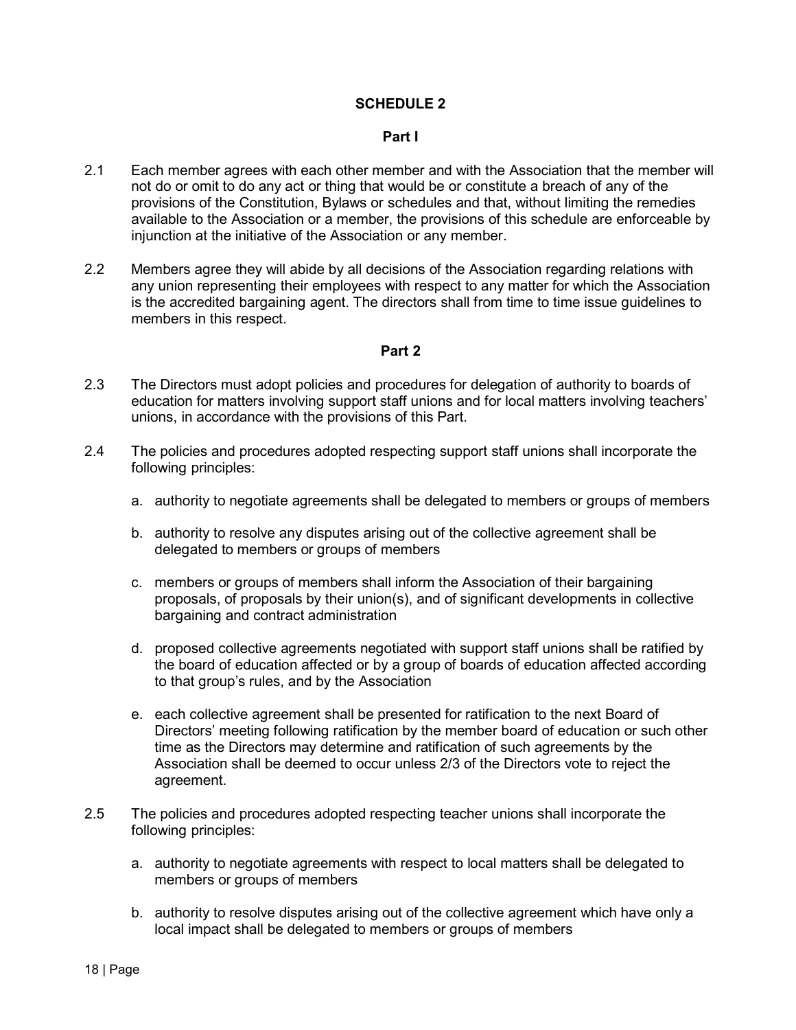## SCHEDULE 2

### Part I

2.1 Each member agrees with each other member and with the Association that the member will not do or omit to do any act or thing that would be or constitute a breach of any of the provisions of the Constitution, Bylaws or schedules and that, without limiting the remedies available to the Association or a member, the provisions of this schedule are enforceable by injunction at the initiative of the Association or any member.

2.2 Members agree they will abide by all decisions of the Association regarding relations with any union representing their employees with respect to any matter for which the Association is the accredited bargaining agent. The directors shall from time to time issue guidelines to members in this respect.

### Part 2

2.3 The Directors must adopt policies and procedures for delegation of authority to boards of education for matters involving support staff unions and for local matters involving teachers' unions, in accordance with the provisions of this Part.

2.4 The policies and procedures adopted respecting support staff unions shall incorporate the following principles:

a. authority to negotiate agreements shall be delegated to members or groups of members

b. authority to resolve any disputes arising out of the collective agreement shall be delegated to members or groups of members

c. members or groups of members shall inform the Association of their bargaining proposals, of proposals by their union(s), and of significant developments in collective bargaining and contract administration

d. proposed collective agreements negotiated with support staff unions shall be ratified by the board of education affected or by a group of boards of education affected according to that group's rules, and by the Association

e. each collective agreement shall be presented for ratification to the next Board of Directors' meeting following ratification by the member board of education or such other time as the Directors may determine and ratification of such agreements by the Association shall be deemed to occur unless 2/3 of the Directors vote to reject the agreement.

2.5 The policies and procedures adopted respecting teacher unions shall incorporate the following principles:

a. authority to negotiate agreements with respect to local matters shall be delegated to members or groups of members

b. authority to resolve disputes arising out of the collective agreement which have only a local impact shall be delegated to members or groups of members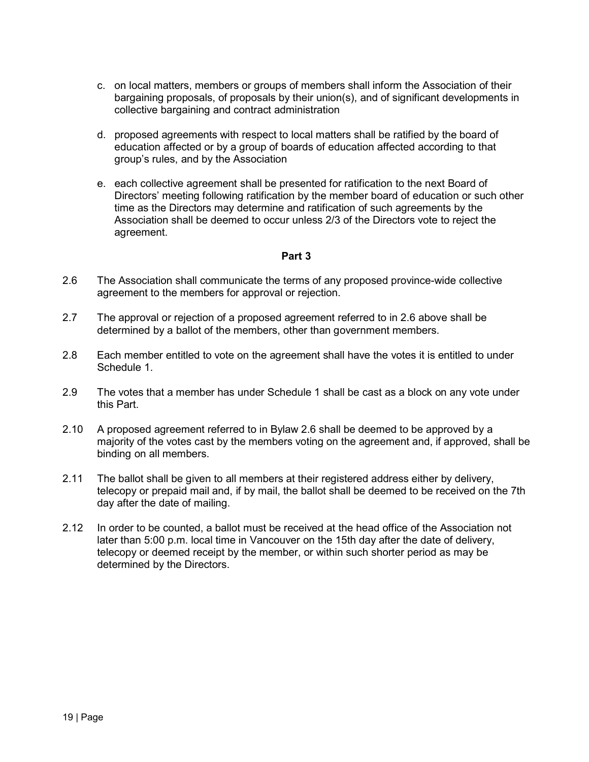c. on local matters, members or groups of members shall inform the Association of their bargaining proposals, of proposals by their union(s), and of significant developments in collective bargaining and contract administration

d. proposed agreements with respect to local matters shall be ratified by the board of education affected or by a group of boards of education affected according to that group's rules, and by the Association

e. each collective agreement shall be presented for ratification to the next Board of Directors' meeting following ratification by the member board of education or such other time as the Directors may determine and ratification of such agreements by the Association shall be deemed to occur unless 2/3 of the Directors vote to reject the agreement.

**Part 3**

2.6 The Association shall communicate the terms of any proposed province-wide collective agreement to the members for approval or rejection.

2.7 The approval or rejection of a proposed agreement referred to in 2.6 above shall be determined by a ballot of the members, other than government members.

2.8 Each member entitled to vote on the agreement shall have the votes it is entitled to under Schedule 1.

2.9 The votes that a member has under Schedule 1 shall be cast as a block on any vote under this Part.

2.10 A proposed agreement referred to in Bylaw 2.6 shall be deemed to be approved by a majority of the votes cast by the members voting on the agreement and, if approved, shall be binding on all members.

2.11 The ballot shall be given to all members at their registered address either by delivery, telecopy or prepaid mail and, if by mail, the ballot shall be deemed to be received on the 7th day after the date of mailing.

2.12 In order to be counted, a ballot must be received at the head office of the Association not later than 5:00 p.m. local time in Vancouver on the 15th day after the date of delivery, telecopy or deemed receipt by the member, or within such shorter period as may be determined by the Directors.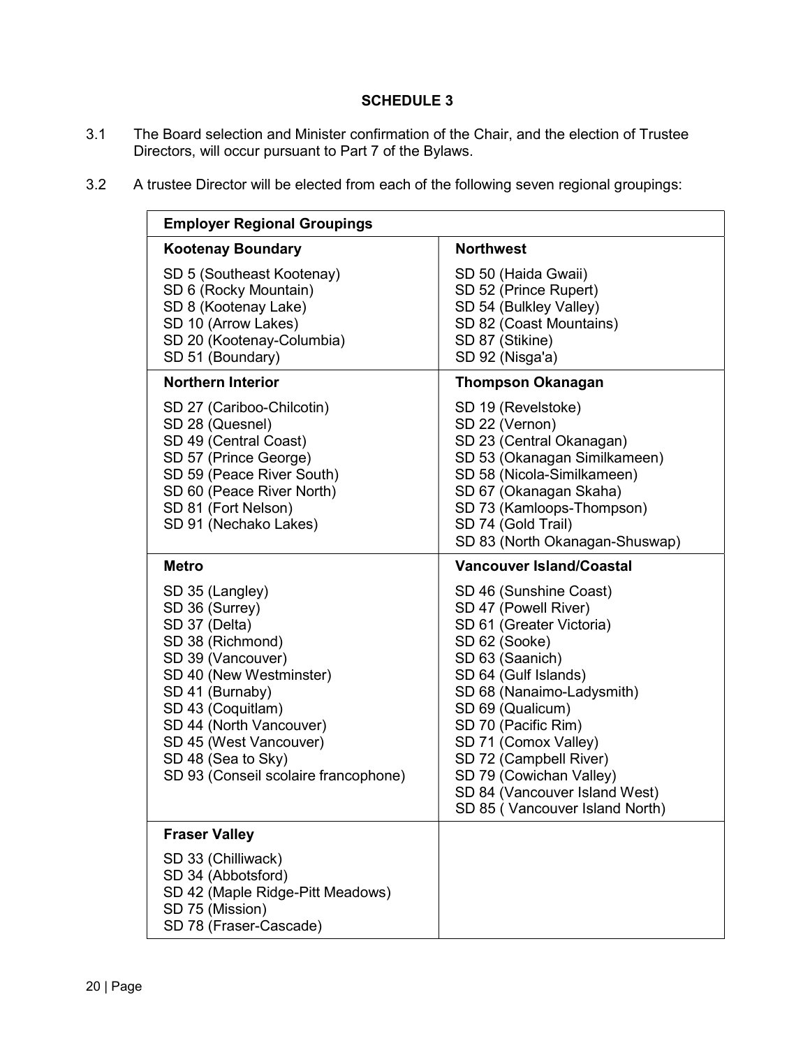## SCHEDULE 3

3.1 The Board selection and Minister confirmation of the Chair, and the election of Trustee Directors, will occur pursuant to Part 7 of the Bylaws.

3.2 A trustee Director will be elected from each of the following seven regional groupings:

| **Employer Regional Groupings** | |
|---|---|
| **Kootenay Boundary** | **Northwest** |
| SD 5 (Southeast Kootenay)<br>SD 6 (Rocky Mountain)<br>SD 8 (Kootenay Lake)<br>SD 10 (Arrow Lakes)<br>SD 20 (Kootenay-Columbia)<br>SD 51 (Boundary) | SD 50 (Haida Gwaii)<br>SD 52 (Prince Rupert)<br>SD 54 (Bulkley Valley)<br>SD 82 (Coast Mountains)<br>SD 87 (Stikine)<br>SD 92 (Nisga'a) |
| **Northern Interior** | **Thompson Okanagan** |
| SD 27 (Cariboo-Chilcotin)<br>SD 28 (Quesnel)<br>SD 49 (Central Coast)<br>SD 57 (Prince George)<br>SD 59 (Peace River South)<br>SD 60 (Peace River North)<br>SD 81 (Fort Nelson)<br>SD 91 (Nechako Lakes) | SD 19 (Revelstoke)<br>SD 22 (Vernon)<br>SD 23 (Central Okanagan)<br>SD 53 (Okanagan Similkameen)<br>SD 58 (Nicola-Similkameen)<br>SD 67 (Okanagan Skaha)<br>SD 73 (Kamloops-Thompson)<br>SD 74 (Gold Trail)<br>SD 83 (North Okanagan-Shuswap) |
| **Metro** | **Vancouver Island/Coastal** |
| SD 35 (Langley)<br>SD 36 (Surrey)<br>SD 37 (Delta)<br>SD 38 (Richmond)<br>SD 39 (Vancouver)<br>SD 40 (New Westminster)<br>SD 41 (Burnaby)<br>SD 43 (Coquitlam)<br>SD 44 (North Vancouver)<br>SD 45 (West Vancouver)<br>SD 48 (Sea to Sky)<br>SD 93 (Conseil scolaire francophone) | SD 46 (Sunshine Coast)<br>SD 47 (Powell River)<br>SD 61 (Greater Victoria)<br>SD 62 (Sooke)<br>SD 63 (Saanich)<br>SD 64 (Gulf Islands)<br>SD 68 (Nanaimo-Ladysmith)<br>SD 69 (Qualicum)<br>SD 70 (Pacific Rim)<br>SD 71 (Comox Valley)<br>SD 72 (Campbell River)<br>SD 79 (Cowichan Valley)<br>SD 84 (Vancouver Island West)<br>SD 85 ( Vancouver Island North) |
| **Fraser Valley** | |
| SD 33 (Chilliwack)<br>SD 34 (Abbotsford)<br>SD 42 (Maple Ridge-Pitt Meadows)<br>SD 75 (Mission)<br>SD 78 (Fraser-Cascade) | |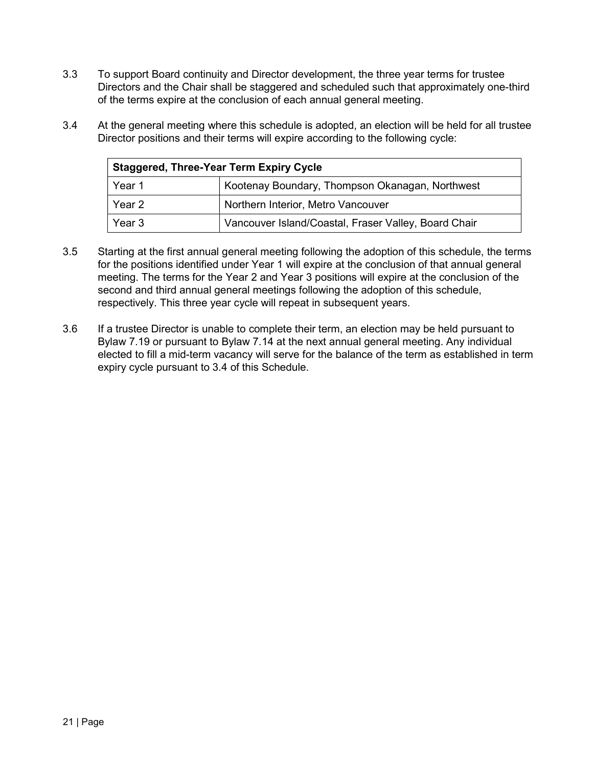3.3 To support Board continuity and Director development, the three year terms for trustee Directors and the Chair shall be staggered and scheduled such that approximately one-third of the terms expire at the conclusion of each annual general meeting.

3.4 At the general meeting where this schedule is adopted, an election will be held for all trustee Director positions and their terms will expire according to the following cycle:

| **Staggered, Three-Year Term Expiry Cycle** | |
|---|---|
| Year 1 | Kootenay Boundary, Thompson Okanagan, Northwest |
| Year 2 | Northern Interior, Metro Vancouver |
| Year 3 | Vancouver Island/Coastal, Fraser Valley, Board Chair |

3.5 Starting at the first annual general meeting following the adoption of this schedule, the terms for the positions identified under Year 1 will expire at the conclusion of that annual general meeting. The terms for the Year 2 and Year 3 positions will expire at the conclusion of the second and third annual general meetings following the adoption of this schedule, respectively. This three year cycle will repeat in subsequent years.

3.6 If a trustee Director is unable to complete their term, an election may be held pursuant to Bylaw 7.19 or pursuant to Bylaw 7.14 at the next annual general meeting. Any individual elected to fill a mid-term vacancy will serve for the balance of the term as established in term expiry cycle pursuant to 3.4 of this Schedule.